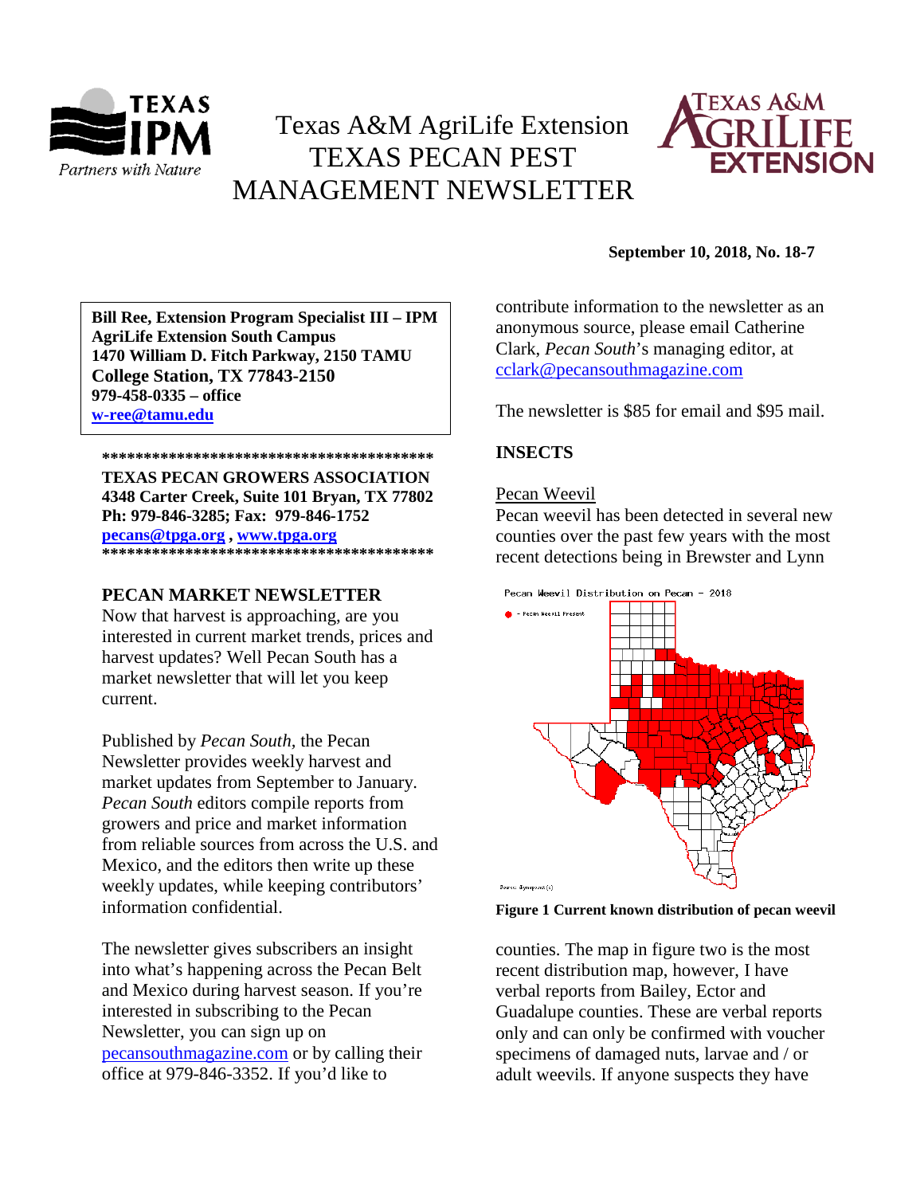# Texas A&M AgriLife Extension TEXAS PECAN PEST MANAGEMENT NEWSLETTER

**September 10, 2018, No. 18-7**

**Bill Ree, Extension Program Specialist III – IPM**
**AgriLife Extension South Campus**
**1470 William D. Fitch Parkway, 2150 TAMU**
**College Station, TX 77843-2150**
**979-458-0335 – office**
**w-ree@tamu.edu**

**\*\*\*\*\*\*\*\*\*\*\*\*\*\*\*\*\*\*\*\*\*\*\*\*\*\*\*\*\*\*\*\*\*\*\*\*\*\*\*\***
**TEXAS PECAN GROWERS ASSOCIATION**
**4348 Carter Creek, Suite 101 Bryan, TX 77802**
**Ph: 979-846-3285; Fax: 979-846-1752**
**pecans@tpga.org , www.tpga.org**
**\*\*\*\*\*\*\*\*\*\*\*\*\*\*\*\*\*\*\*\*\*\*\*\*\*\*\*\*\*\*\*\*\*\*\*\*\*\*\*\***

## PECAN MARKET NEWSLETTER

Now that harvest is approaching, are you interested in current market trends, prices and harvest updates? Well Pecan South has a market newsletter that will let you keep current.

Published by *Pecan South*, the Pecan Newsletter provides weekly harvest and market updates from September to January. *Pecan South* editors compile reports from growers and price and market information from reliable sources from across the U.S. and Mexico, and the editors then write up these weekly updates, while keeping contributors' information confidential.

The newsletter gives subscribers an insight into what's happening across the Pecan Belt and Mexico during harvest season. If you're interested in subscribing to the Pecan Newsletter, you can sign up on pecansouthmagazine.com or by calling their office at 979-846-3352. If you'd like to contribute information to the newsletter as an anonymous source, please email Catherine Clark, *Pecan South*'s managing editor, at cclark@pecansouthmagazine.com

The newsletter is $85 for email and $95 mail.

## INSECTS

### Pecan Weevil

Pecan weevil has been detected in several new counties over the past few years with the most recent detections being in Brewster and Lynn counties. The map in figure two is the most recent distribution map, however, I have verbal reports from Bailey, Ector and Guadalupe counties. These are verbal reports only and can only be confirmed with voucher specimens of damaged nuts, larvae and / or adult weevils. If anyone suspects they have

**Figure 1 Current known distribution of pecan weevil**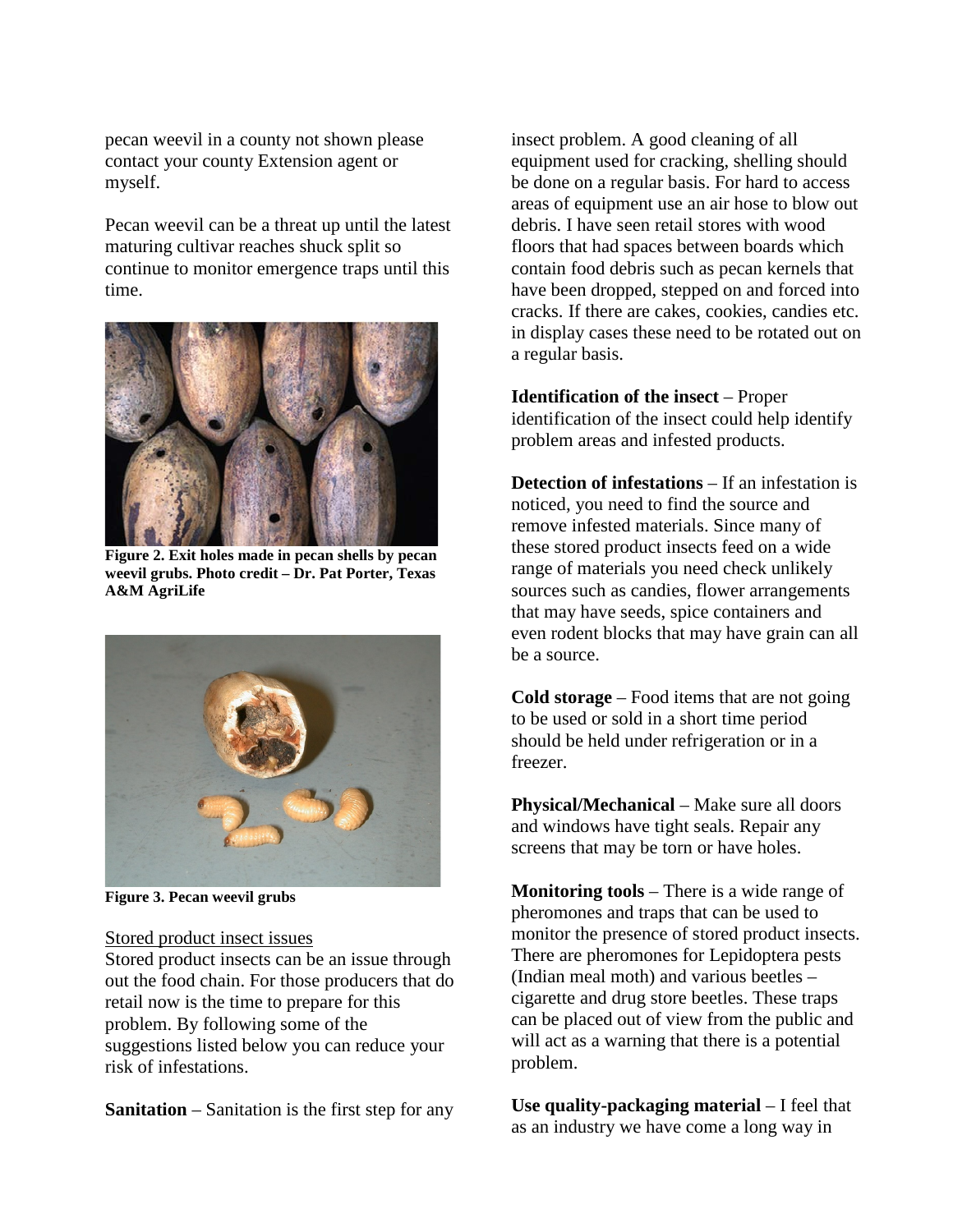pecan weevil in a county not shown please contact your county Extension agent or myself.

Pecan weevil can be a threat up until the latest maturing cultivar reaches shuck split so continue to monitor emergence traps until this time.

**Figure 2. Exit holes made in pecan shells by pecan weevil grubs. Photo credit – Dr. Pat Porter, Texas A&M AgriLife**

**Figure 3. Pecan weevil grubs**

Stored product insect issues

Stored product insects can be an issue through out the food chain. For those producers that do retail now is the time to prepare for this problem. By following some of the suggestions listed below you can reduce your risk of infestations.

**Sanitation** – Sanitation is the first step for any insect problem. A good cleaning of all equipment used for cracking, shelling should be done on a regular basis. For hard to access areas of equipment use an air hose to blow out debris. I have seen retail stores with wood floors that had spaces between boards which contain food debris such as pecan kernels that have been dropped, stepped on and forced into cracks. If there are cakes, cookies, candies etc. in display cases these need to be rotated out on a regular basis.

**Identification of the insect** – Proper identification of the insect could help identify problem areas and infested products.

**Detection of infestations** – If an infestation is noticed, you need to find the source and remove infested materials. Since many of these stored product insects feed on a wide range of materials you need check unlikely sources such as candies, flower arrangements that may have seeds, spice containers and even rodent blocks that may have grain can all be a source.

**Cold storage** – Food items that are not going to be used or sold in a short time period should be held under refrigeration or in a freezer.

**Physical/Mechanical** – Make sure all doors and windows have tight seals. Repair any screens that may be torn or have holes.

**Monitoring tools** – There is a wide range of pheromones and traps that can be used to monitor the presence of stored product insects. There are pheromones for Lepidoptera pests (Indian meal moth) and various beetles – cigarette and drug store beetles. These traps can be placed out of view from the public and will act as a warning that there is a potential problem.

**Use quality-packaging material** – I feel that as an industry we have come a long way in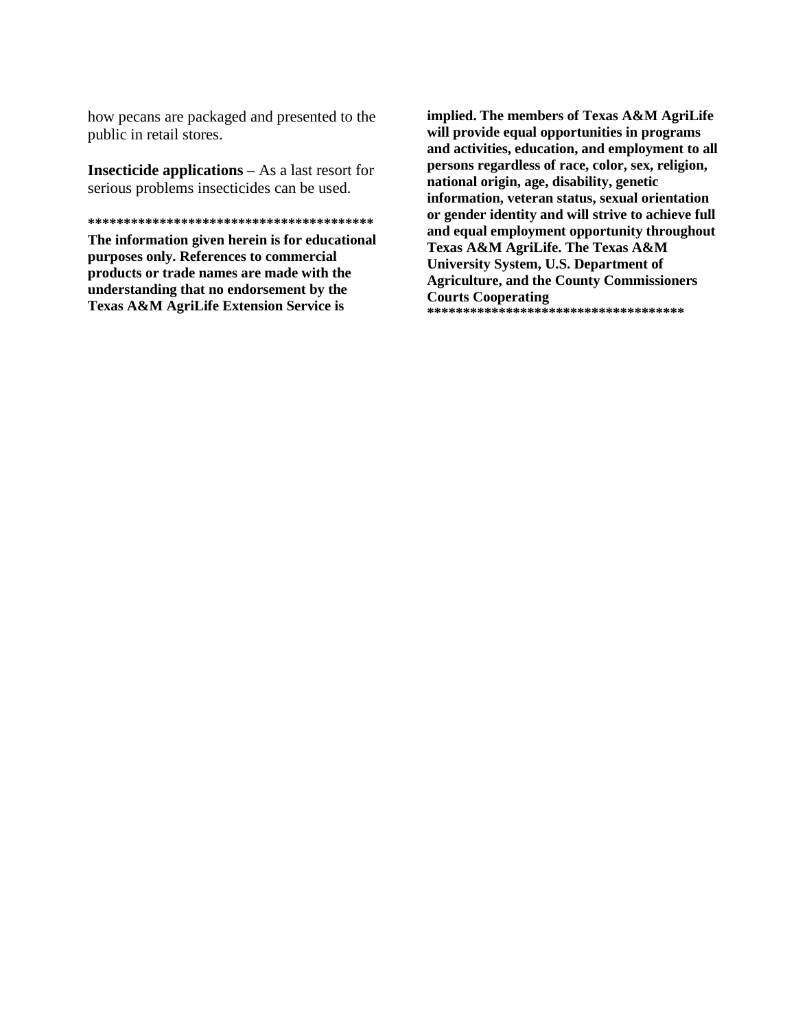how pecans are packaged and presented to the public in retail stores.

**Insecticide applications** – As a last resort for serious problems insecticides can be used.

**\*\*\*\*\*\*\*\*\*\*\*\*\*\*\*\*\*\*\*\*\*\*\*\*\*\*\*\*\*\*\*\*\*\*\*\*\*\*\*\*\*\***

**The information given herein is for educational purposes only. References to commercial products or trade names are made with the understanding that no endorsement by the Texas A&M AgriLife Extension Service is implied. The members of Texas A&M AgriLife will provide equal opportunities in programs and activities, education, and employment to all persons regardless of race, color, sex, religion, national origin, age, disability, genetic information, veteran status, sexual orientation or gender identity and will strive to achieve full and equal employment opportunity throughout Texas A&M AgriLife. The Texas A&M University System, U.S. Department of Agriculture, and the County Commissioners Courts Cooperating**

**\*\*\*\*\*\*\*\*\*\*\*\*\*\*\*\*\*\*\*\*\*\*\*\*\*\*\*\*\*\*\*\*\*\*\*\*\*\*\***